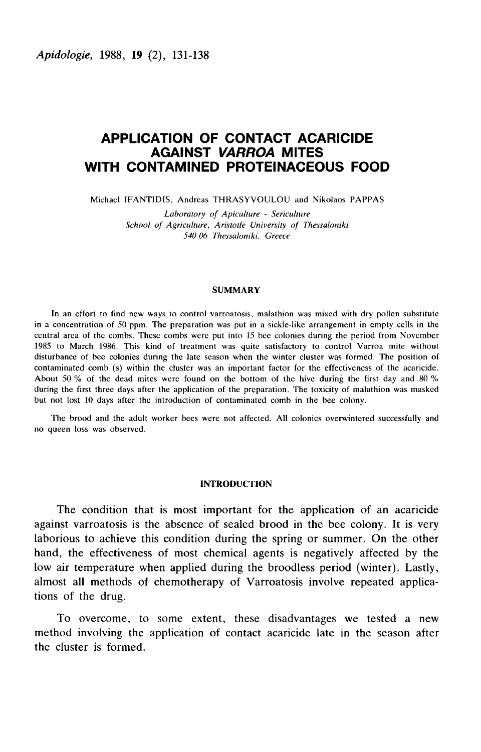# APPLICATION OF CONTACT ACARICIDE AGAINST *VARROA* MITES WITH CONTAMINED PROTEINACEOUS FOOD

Michael IFANTIDIS, Andreas THRASYVOULOU and Nikolaos PAPPAS

*Laboratory of Apiculture - Sericulture*
*School of Agriculture, Aristotle University of Thessaloniki*
*540 06 Thessaloniki, Greece*

## SUMMARY

In an effort to find new ways to control varroatosis, malathion was mixed with dry pollen substitute in a concentration of 50 ppm. The preparation was put in a sickle-like arrangement in empty cells in the central area of the combs. These combs were put into 15 bee colonies during the period from November 1985 to March 1986. This kind of treatment was quite satisfactory to control Varroa mite without disturbance of bee colonies during the late season when the winter cluster was formed. The position of contaminated comb (s) within the cluster was an important factor for the effectiveness of the acaricide. About 50 % of the dead mites were found on the bottom of the hive during the first day and 80 % during the first three days after the application of the preparation. The toxicity of malathion was masked but not lost 10 days after the introduction of contaminated comb in the bee colony.

The brood and the adult worker bees were not affected. All colonies overwintered successfully and no queen loss was observed.

## INTRODUCTION

The condition that is most important for the application of an acaricide against varroatosis is the absence of sealed brood in the bee colony. It is very laborious to achieve this condition during the spring or summer. On the other hand, the effectiveness of most chemical agents is negatively affected by the low air temperature when applied during the broodless period (winter). Lastly, almost all methods of chemotherapy of Varroatosis involve repeated applications of the drug.

To overcome, to some extent, these disadvantages we tested a new method involving the application of contact acaricide late in the season after the cluster is formed.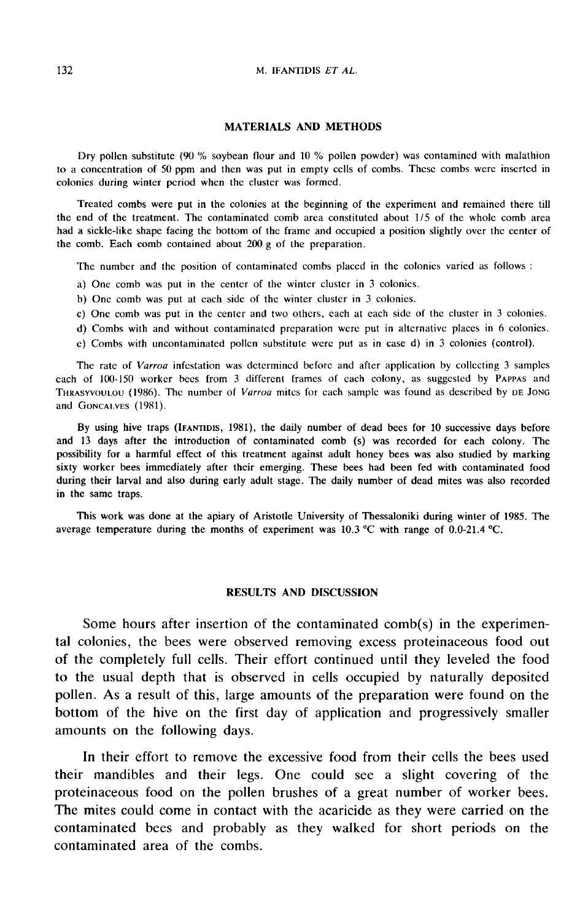## MATERIALS AND METHODS

Dry pollen substitute (90 % soybean flour and 10 % pollen powder) was contamined with malathion to a concentration of 50 ppm and then was put in empty cells of combs. These combs were inserted in colonies during winter period when the cluster was formed.

Treated combs were put in the colonies at the beginning of the experiment and remained there till the end of the treatment. The contaminated comb area constituted about 1/5 of the whole comb area had a sickle-like shape facing the bottom of the frame and occupied a position slightly over the center of the comb. Each comb contained about 200 g of the preparation.

The number and the position of contaminated combs placed in the colonies varied as follows :

a) One comb was put in the center of the winter cluster in 3 colonies.
b) One comb was put at each side of the winter cluster in 3 colonies.
c) One comb was put in the center and two others, each at each side of the cluster in 3 colonies.
d) Combs with and without contaminated preparation were put in alternative places in 6 colonies.
e) Combs with uncontaminated pollen substitute were put as in case d) in 3 colonies (control).

The rate of *Varroa* infestation was determined before and after application by collecting 3 samples each of 100-150 worker bees from 3 different frames of each colony, as suggested by PAPPAS and THRASYVOULOU (1986). The number of *Varroa* mites for each sample was found as described by DE JONG and GONCALVES (1981).

By using hive traps (IFANTIDIS, 1981), the daily number of dead bees for 10 successive days before and 13 days after the introduction of contaminated comb (s) was recorded for each colony. The possibility for a harmful effect of this treatment against adult honey bees was also studied by marking sixty worker bees immediately after their emerging. These bees had been fed with contaminated food during their larval and also during early adult stage. The daily number of dead mites was also recorded in the same traps.

This work was done at the apiary of Aristotle University of Thessaloniki during winter of 1985. The average temperature during the months of experiment was 10.3 °C with range of 0.0-21.4 °C.

## RESULTS AND DISCUSSION

Some hours after insertion of the contaminated comb(s) in the experimental colonies, the bees were observed removing excess proteinaceous food out of the completely full cells. Their effort continued until they leveled the food to the usual depth that is observed in cells occupied by naturally deposited pollen. As a result of this, large amounts of the preparation were found on the bottom of the hive on the first day of application and progressively smaller amounts on the following days.

In their effort to remove the excessive food from their cells the bees used their mandibles and their legs. One could see a slight covering of the proteinaceous food on the pollen brushes of a great number of worker bees. The mites could come in contact with the acaricide as they were carried on the contaminated bees and probably as they walked for short periods on the contaminated area of the combs.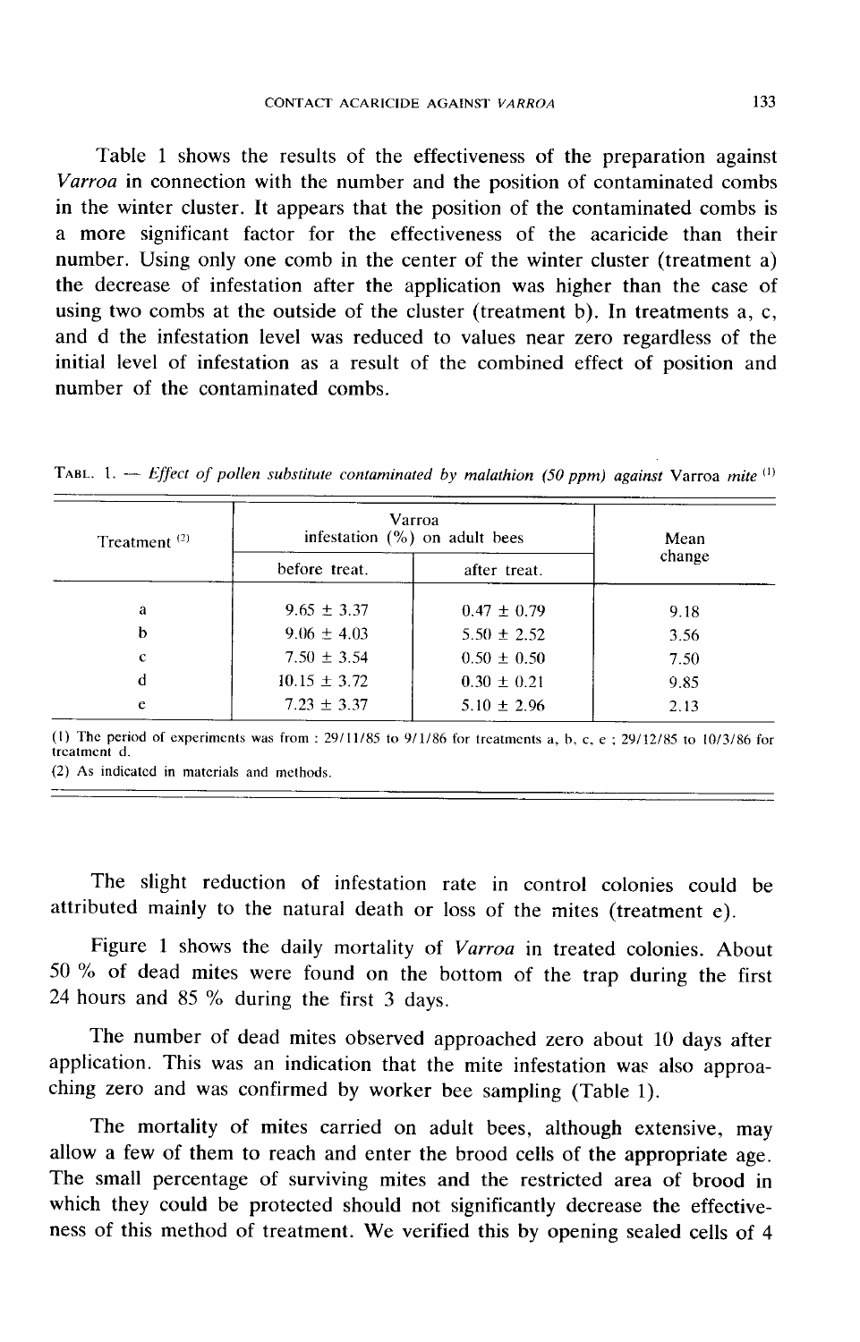Table 1 shows the results of the effectiveness of the preparation against *Varroa* in connection with the number and the position of contaminated combs in the winter cluster. It appears that the position of the contaminated combs is a more significant factor for the effectiveness of the acaricide than their number. Using only one comb in the center of the winter cluster (treatment a) the decrease of infestation after the application was higher than the case of using two combs at the outside of the cluster (treatment b). In treatments a, c, and d the infestation level was reduced to values near zero regardless of the initial level of infestation as a result of the combined effect of position and number of the contaminated combs.

TABL. 1. — *Effect of pollen substitute contaminated by malathion (50 ppm) against* Varroa *mite* (1)

| Treatment (2) | Varroa infestation (%) on adult bees | | Mean change |
|---|---|---|---|
| | before treat. | after treat. | |
| a | 9.65 ± 3.37 | 0.47 ± 0.79 | 9.18 |
| b | 9.06 ± 4.03 | 5.50 ± 2.52 | 3.56 |
| c | 7.50 ± 3.54 | 0.50 ± 0.50 | 7.50 |
| d | 10.15 ± 3.72 | 0.30 ± 0.21 | 9.85 |
| e | 7.23 ± 3.37 | 5.10 ± 2.96 | 2.13 |

(1) The period of experiments was from : 29/11/85 to 9/1/86 for treatments a, b, c, e ; 29/12/85 to 10/3/86 for treatment d.
(2) As indicated in materials and methods.

The slight reduction of infestation rate in control colonies could be attributed mainly to the natural death or loss of the mites (treatment e).

Figure 1 shows the daily mortality of *Varroa* in treated colonies. About 50 % of dead mites were found on the bottom of the trap during the first 24 hours and 85 % during the first 3 days.

The number of dead mites observed approached zero about 10 days after application. This was an indication that the mite infestation was also approaching zero and was confirmed by worker bee sampling (Table 1).

The mortality of mites carried on adult bees, although extensive, may allow a few of them to reach and enter the brood cells of the appropriate age. The small percentage of surviving mites and the restricted area of brood in which they could be protected should not significantly decrease the effectiveness of this method of treatment. We verified this by opening sealed cells of 4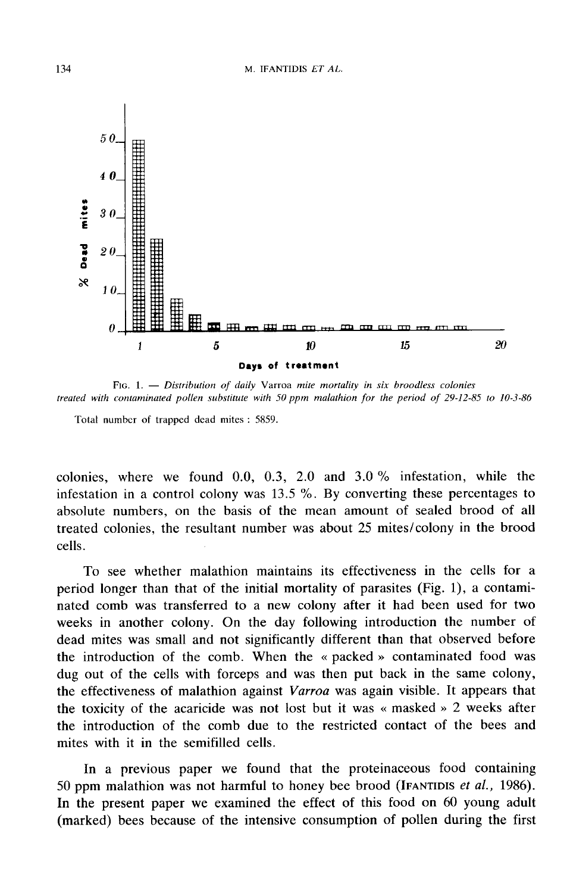FIG. 1. — *Distribution of daily* Varroa *mite mortality in six broodless colonies treated with contaminated pollen substitute with 50 ppm malathion for the period of 29-12-85 to 10-3-86*

Total number of trapped dead mites : 5859.

colonies, where we found 0.0, 0.3, 2.0 and 3.0 % infestation, while the infestation in a control colony was 13.5 %. By converting these percentages to absolute numbers, on the basis of the mean amount of sealed brood of all treated colonies, the resultant number was about 25 mites/colony in the brood cells.

To see whether malathion maintains its effectiveness in the cells for a period longer than that of the initial mortality of parasites (Fig. 1), a contaminated comb was transferred to a new colony after it had been used for two weeks in another colony. On the day following introduction the number of dead mites was small and not significantly different than that observed before the introduction of the comb. When the « packed » contaminated food was dug out of the cells with forceps and was then put back in the same colony, the effectiveness of malathion against *Varroa* was again visible. It appears that the toxicity of the acaricide was not lost but it was « masked » 2 weeks after the introduction of the comb due to the restricted contact of the bees and mites with it in the semifilled cells.

In a previous paper we found that the proteinaceous food containing 50 ppm malathion was not harmful to honey bee brood (IFANTIDIS *et al.*, 1986). In the present paper we examined the effect of this food on 60 young adult (marked) bees because of the intensive consumption of pollen during the first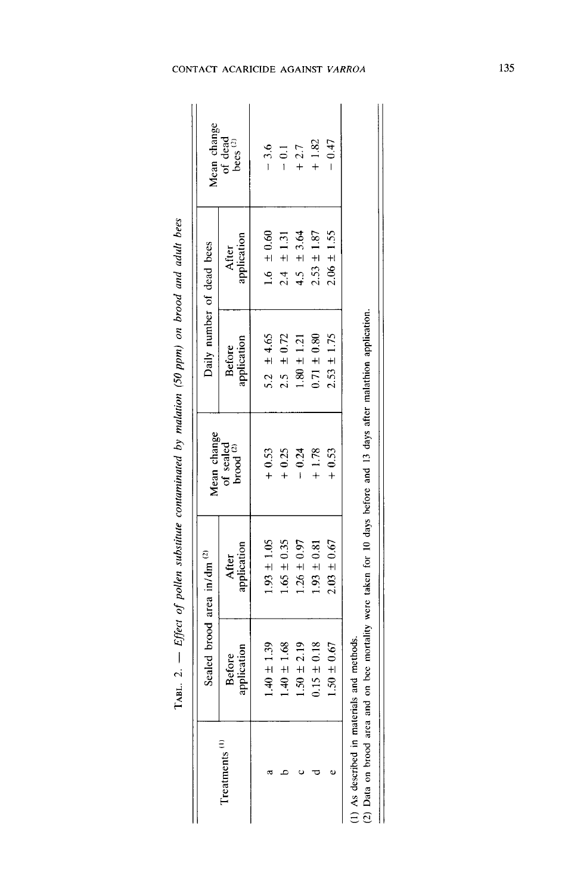TABL. 2. — *Effect of pollen substitute contaminated by malation (50 ppm) on brood and adult bees*

| Treatments [(1)] | Sealed brood area in/dm [(2)] | | Mean change of sealed brood [(2)] | Daily number of dead bees | | Mean change of dead bees [(2)] |
|---|---|---|---|---|---|---|
| | Before application | After application | | Before application | After application | |
| a | 1.40 ± 1.39 | 1.93 ± 1.05 | + 0.53 | 5.2 ± 4.65 | 1.6 ± 0.60 | − 3.6 |
| b | 1.40 ± 1.68 | 1.65 ± 0.35 | + 0.25 | 2.5 ± 0.72 | 2.4 ± 1.31 | − 0.1 |
| c | 1.50 ± 2.19 | 1.26 ± 0.97 | − 0.24 | 1.80 ± 1.21 | 4.5 ± 3.64 | + 2.7 |
| d | 0.15 ± 0.18 | 1.93 ± 0.81 | + 1.78 | 0.71 ± 0.80 | 2.53 ± 1.87 | + 1.82 |
| e | 1.50 ± 0.67 | 2.03 ± 0.67 | + 0.53 | 2.53 ± 1.75 | 2.06 ± 1.55 | − 0.47 |

(1) As described in materials and methods.
(2) Data on brood area and on bee mortality were taken for 10 days before and 13 days after malathion application.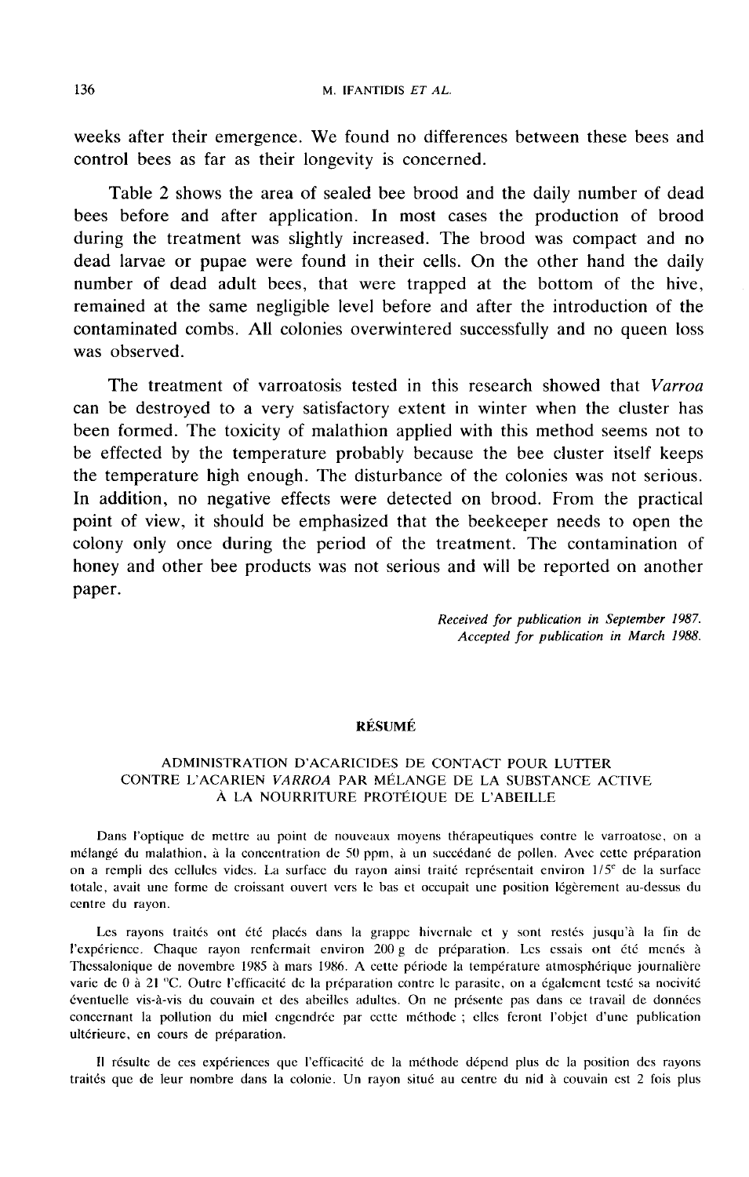weeks after their emergence. We found no differences between these bees and control bees as far as their longevity is concerned.

Table 2 shows the area of sealed bee brood and the daily number of dead bees before and after application. In most cases the production of brood during the treatment was slightly increased. The brood was compact and no dead larvae or pupae were found in their cells. On the other hand the daily number of dead adult bees, that were trapped at the bottom of the hive, remained at the same negligible level before and after the introduction of the contaminated combs. All colonies overwintered successfully and no queen loss was observed.

The treatment of varroatosis tested in this research showed that *Varroa* can be destroyed to a very satisfactory extent in winter when the cluster has been formed. The toxicity of malathion applied with this method seems not to be effected by the temperature probably because the bee cluster itself keeps the temperature high enough. The disturbance of the colonies was not serious. In addition, no negative effects were detected on brood. From the practical point of view, it should be emphasized that the beekeeper needs to open the colony only once during the period of the treatment. The contamination of honey and other bee products was not serious and will be reported on another paper.

*Received for publication in September 1987.*
*Accepted for publication in March 1988.*

## RÉSUMÉ

### ADMINISTRATION D'ACARICIDES DE CONTACT POUR LUTTER CONTRE L'ACARIEN *VARROA* PAR MÉLANGE DE LA SUBSTANCE ACTIVE À LA NOURRITURE PROTÉIQUE DE L'ABEILLE

Dans l'optique de mettre au point de nouveaux moyens thérapeutiques contre le varroatose, on a mélangé du malathion, à la concentration de 50 ppm, à un succédané de pollen. Avec cette préparation on a rempli des cellules vides. La surface du rayon ainsi traité représentait environ 1/5$^{e}$ de la surface totale, avait une forme de croissant ouvert vers le bas et occupait une position légèrement au-dessus du centre du rayon.

Les rayons traités ont été placés dans la grappe hivernale et y sont restés jusqu'à la fin de l'expérience. Chaque rayon renfermait environ 200 g de préparation. Les essais ont été menés à Thessalonique de novembre 1985 à mars 1986. A cette période la température atmosphérique journalière varie de 0 à 21 °C. Outre l'efficacité de la préparation contre le parasite, on a également testé sa nocivité éventuelle vis-à-vis du couvain et des abeilles adultes. On ne présente pas dans ce travail de données concernant la pollution du miel engendrée par cette méthode ; elles feront l'objet d'une publication ultérieure, en cours de préparation.

Il résulte de ces expériences que l'efficacité de la méthode dépend plus de la position des rayons traités que de leur nombre dans la colonie. Un rayon situé au centre du nid à couvain est 2 fois plus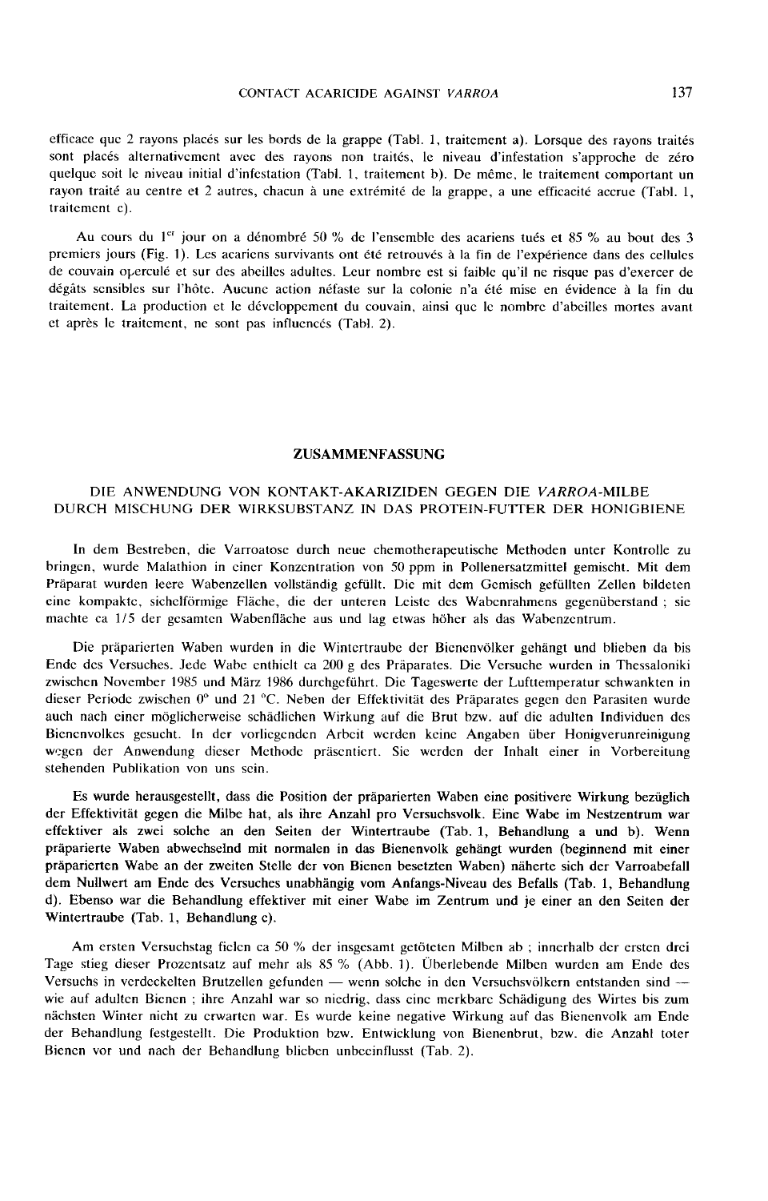efficace que 2 rayons placés sur les bords de la grappe (Tabl. 1, traitement a). Lorsque des rayons traités sont placés alternativement avec des rayons non traités, le niveau d'infestation s'approche de zéro quelque soit le niveau initial d'infestation (Tabl. 1, traitement b). De même, le traitement comportant un rayon traité au centre et 2 autres, chacun à une extrémité de la grappe, a une efficacité accrue (Tabl. 1, traitement c).

Au cours du 1er jour on a dénombré 50 % de l'ensemble des acariens tués et 85 % au bout des 3 premiers jours (Fig. 1). Les acariens survivants ont été retrouvés à la fin de l'expérience dans des cellules de couvain operculé et sur des abeilles adultes. Leur nombre est si faible qu'il ne risque pas d'exercer de dégâts sensibles sur l'hôte. Aucune action néfaste sur la colonie n'a été mise en évidence à la fin du traitement. La production et le développement du couvain, ainsi que le nombre d'abeilles mortes avant et après le traitement, ne sont pas influencés (Tabl. 2).

## ZUSAMMENFASSUNG

### DIE ANWENDUNG VON KONTAKT-AKARIZIDEN GEGEN DIE *VARROA*-MILBE DURCH MISCHUNG DER WIRKSUBSTANZ IN DAS PROTEIN-FUTTER DER HONIGBIENE

In dem Bestreben, die Varroatose durch neue chemotherapeutische Methoden unter Kontrolle zu bringen, wurde Malathion in einer Konzentration von 50 ppm in Pollenersatzmittel gemischt. Mit dem Präparat wurden leere Wabenzellen vollständig gefüllt. Die mit dem Gemisch gefüllten Zellen bildeten eine kompakte, sichelförmige Fläche, die der unteren Leiste des Wabenrahmens gegenüberstand ; sie machte ca 1/5 der gesamten Wabenfläche aus und lag etwas höher als das Wabenzentrum.

Die präparierten Waben wurden in die Wintertraube der Bienenvölker gehängt und blieben da bis Ende des Versuches. Jede Wabe enthielt ca 200 g des Präparates. Die Versuche wurden in Thessaloniki zwischen November 1985 und März 1986 durchgeführt. Die Tageswerte der Lufttemperatur schwankten in dieser Periode zwischen 0° und 21 °C. Neben der Effektivität des Präparates gegen den Parasiten wurde auch nach einer möglicherweise schädlichen Wirkung auf die Brut bzw. auf die adulten Individuen des Bienenvolkes gesucht. In der vorliegenden Arbeit werden keine Angaben über Honigverunreinigung wegen der Anwendung dieser Methode präsentiert. Sie werden der Inhalt einer in Vorbereitung stehenden Publikation von uns sein.

Es wurde herausgestellt, dass die Position der präparierten Waben eine positivere Wirkung bezüglich der Effektivität gegen die Milbe hat, als ihre Anzahl pro Versuchsvolk. Eine Wabe im Nestzentrum war effektiver als zwei solche an den Seiten der Wintertraube (Tab. 1, Behandlung a und b). Wenn präparierte Waben abwechselnd mit normalen in das Bienenvolk gehängt wurden (beginnend mit einer präparierten Wabe an der zweiten Stelle der von Bienen besetzten Waben) näherte sich der Varroabefall dem Nullwert am Ende des Versuches unabhängig vom Anfangs-Niveau des Befalls (Tab. 1, Behandlung d). Ebenso war die Behandlung effektiver mit einer Wabe im Zentrum und je einer an den Seiten der Wintertraube (Tab. 1, Behandlung c).

Am ersten Versuchstag fielen ca 50 % der insgesamt getöteten Milben ab ; innerhalb der ersten drei Tage stieg dieser Prozentsatz auf mehr als 85 % (Abb. 1). Überlebende Milben wurden am Ende des Versuchs in verdeckelten Brutzellen gefunden — wenn solche in den Versuchsvölkern entstanden sind — wie auf adulten Bienen ; ihre Anzahl war so niedrig, dass eine merkbare Schädigung des Wirtes bis zum nächsten Winter nicht zu erwarten war. Es wurde keine negative Wirkung auf das Bienenvolk am Ende der Behandlung festgestellt. Die Produktion bzw. Entwicklung von Bienenbrut, bzw. die Anzahl toter Bienen vor und nach der Behandlung blieben unbeeinflusst (Tab. 2).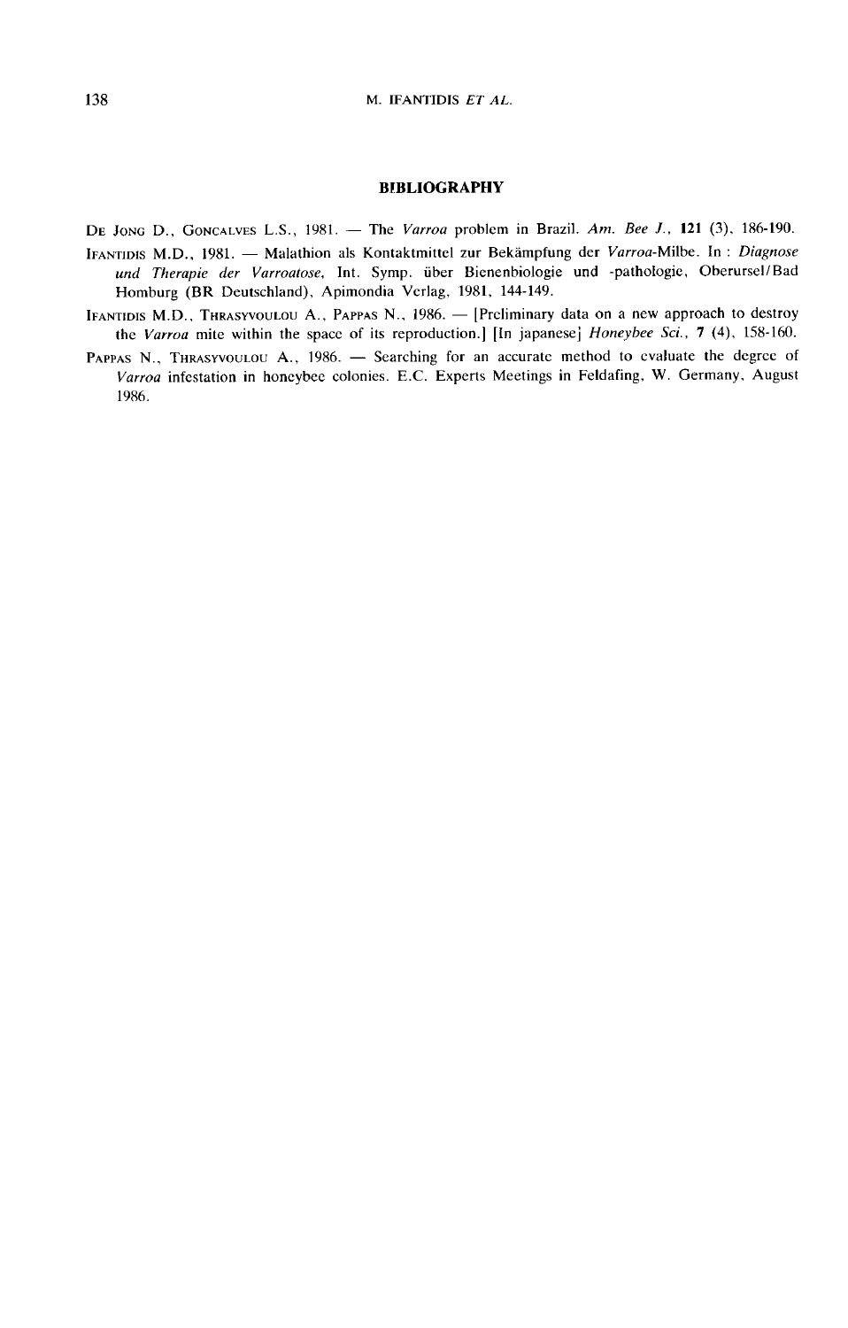## BIBLIOGRAPHY

De Jong D., Goncalves L.S., 1981. — The *Varroa* problem in Brazil. *Am. Bee J.*, **121** (3), 186-190.

Ifantidis M.D., 1981. — Malathion als Kontaktmittel zur Bekämpfung der *Varroa*-Milbe. In : *Diagnose und Therapie der Varroatose*, Int. Symp. über Bienenbiologie und -pathologie, Oberursel/Bad Homburg (BR Deutschland), Apimondia Verlag, 1981, 144-149.

Ifantidis M.D., Thrasyvoulou A., Pappas N., 1986. — [Preliminary data on a new approach to destroy the *Varroa* mite within the space of its reproduction.] [In japanese] *Honeybee Sci.*, **7** (4), 158-160.

Pappas N., Thrasyvoulou A., 1986. — Searching for an accurate method to evaluate the degree of *Varroa* infestation in honeybee colonies. E.C. Experts Meetings in Feldafing, W. Germany, August 1986.